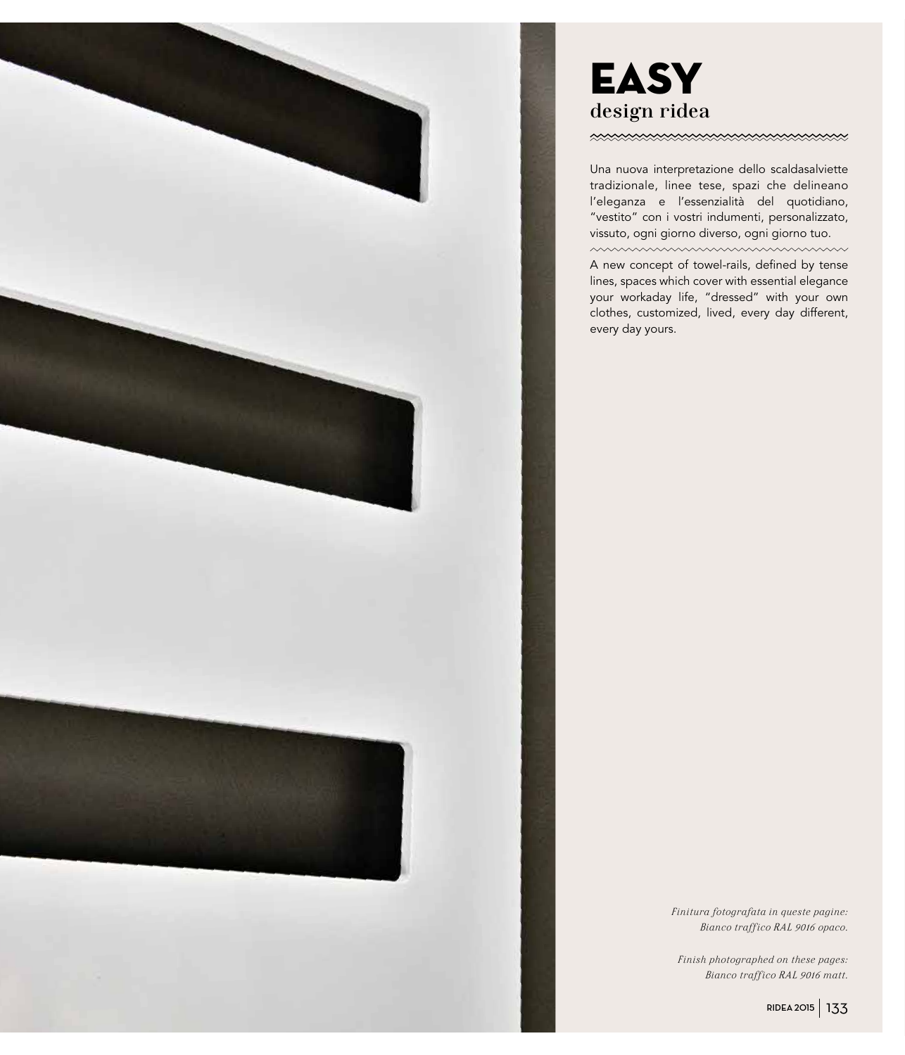# EASY

## design ridea

Una nuova interpretazione dello scaldasalviette tradizionale, linee tese, spazi che delineano l'eleganza e l'essenzialità del quotidiano, "vestito" con i vostri indumenti, personalizzato, vissuto, ogni giorno diverso, ogni giorno tuo.

A new concept of towel-rails, defined by tense lines, spaces which cover with essential elegance your workaday life, "dressed" with your own clothes, customized, lived, every day different, every day yours.

*Finitura fotografata in queste pagine: Bianco traffico RAL 9016 opaco.*

*Finish photographed on these pages: Bianco traffico RAL 9016 matt.*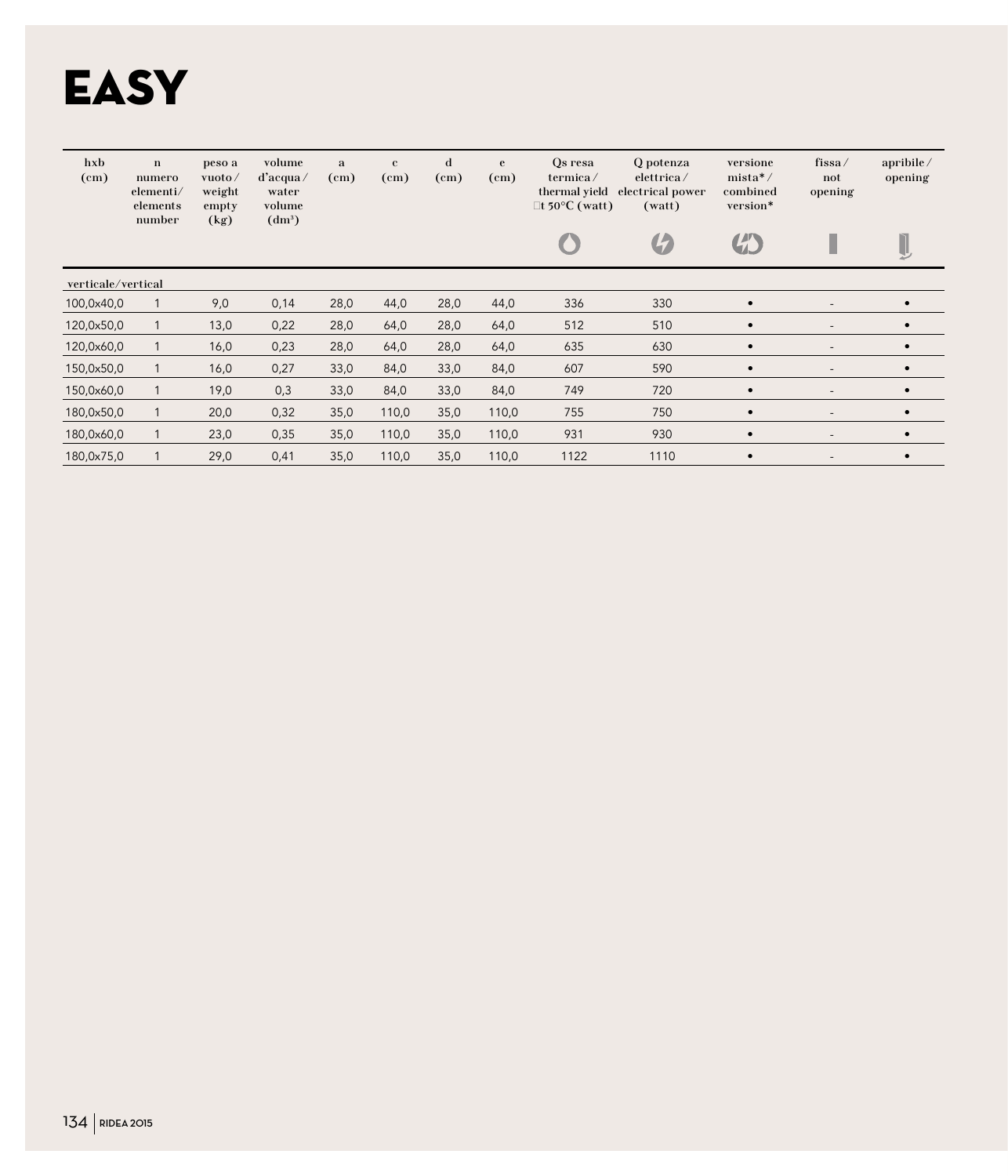# EASY

| hxb (cm) | n numero elementi/ elements number | peso a vuoto / weight empty (kg) | volume d'acqua / water volume (dm³) | a (cm) | c (cm) | d (cm) | e (cm) | Qs resa termica / thermal yield Δt 50°C (watt) | Q potenza elettrica / electrical power (watt) | versione mista* / combined version* | fissa / not opening | apribile / opening |
|---|---|---|---|---|---|---|---|---|---|---|---|---|
| verticale/vertical | | | | | | | | | | | | |
| 100,0x40,0 | 1 | 9,0 | 0,14 | 28,0 | 44,0 | 28,0 | 44,0 | 336 | 330 | • | - | • |
| 120,0x50,0 | 1 | 13,0 | 0,22 | 28,0 | 64,0 | 28,0 | 64,0 | 512 | 510 | • | - | • |
| 120,0x60,0 | 1 | 16,0 | 0,23 | 28,0 | 64,0 | 28,0 | 64,0 | 635 | 630 | • | - | • |
| 150,0x50,0 | 1 | 16,0 | 0,27 | 33,0 | 84,0 | 33,0 | 84,0 | 607 | 590 | • | - | • |
| 150,0x60,0 | 1 | 19,0 | 0,3 | 33,0 | 84,0 | 33,0 | 84,0 | 749 | 720 | • | - | • |
| 180,0x50,0 | 1 | 20,0 | 0,32 | 35,0 | 110,0 | 35,0 | 110,0 | 755 | 750 | • | - | • |
| 180,0x60,0 | 1 | 23,0 | 0,35 | 35,0 | 110,0 | 35,0 | 110,0 | 931 | 930 | • | - | • |
| 180,0x75,0 | 1 | 29,0 | 0,41 | 35,0 | 110,0 | 35,0 | 110,0 | 1122 | 1110 | • | - | • |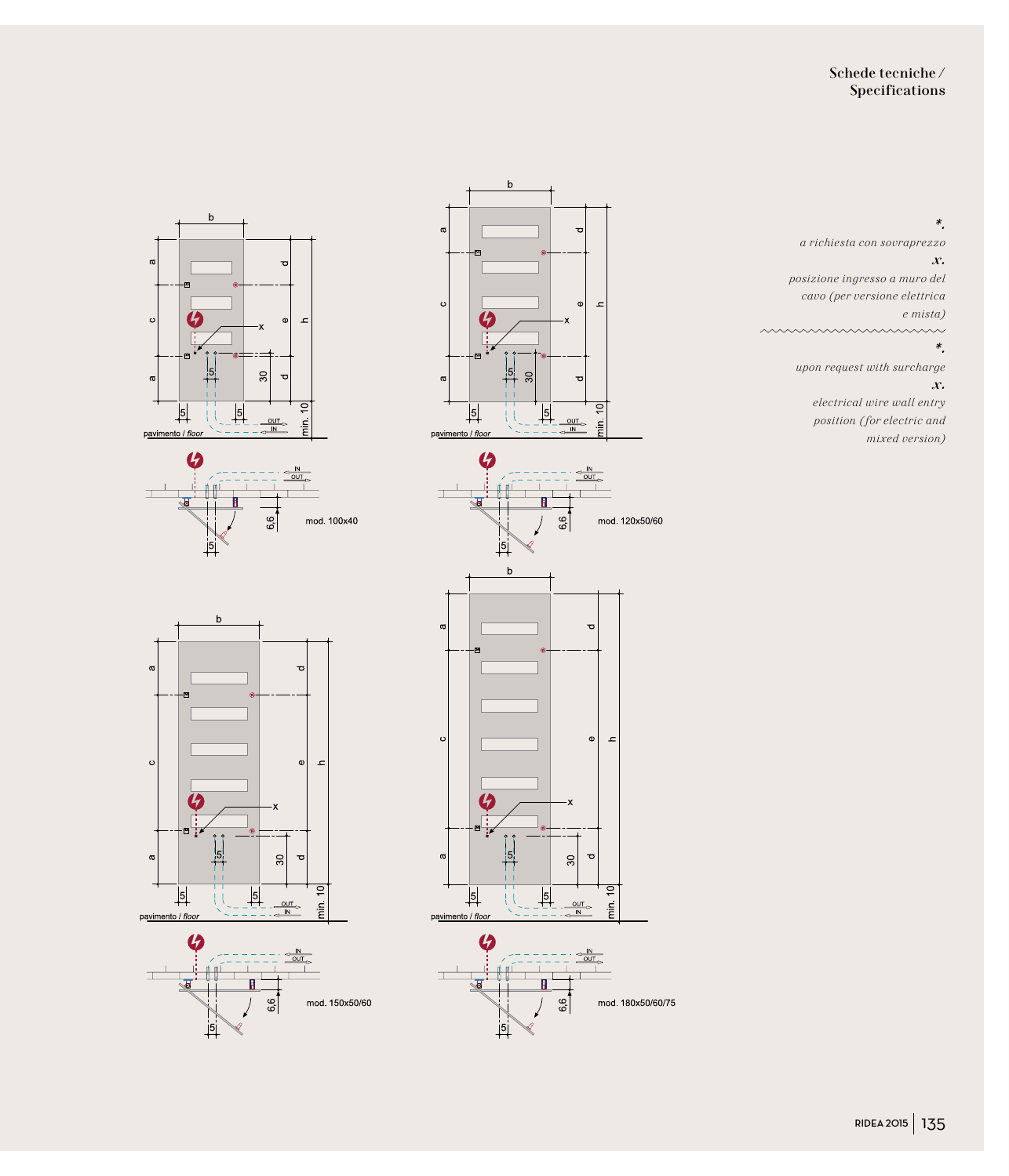# Schede tecniche / Specifications

b

a

c

a

d

e

h

d

x

30

5

5

5

OUT

IN

min. 10

pavimento / *floor*

IN

OUT

6,6

5

mod. 100x40

mod. 120x50/60

mod. 150x50/60

mod. 180x50/60/75

***.***

*a richiesta con sovraprezzo*

***x.***

*posizione ingresso a muro del cavo (per versione elettrica e mista)*

***.***

*upon request with surcharge*

***x.***

*electrical wire wall entry position (for electric and mixed version)*